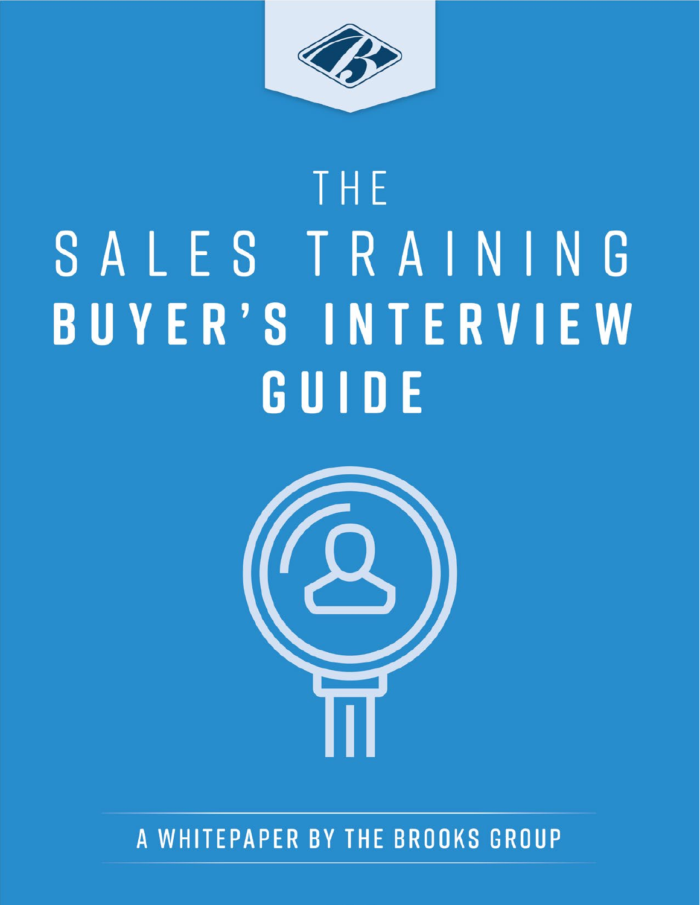# THE SALES TRAINING BUYER'S INTERVIEW GUIDE

A WHITEPAPER BY THE BROOKS GROUP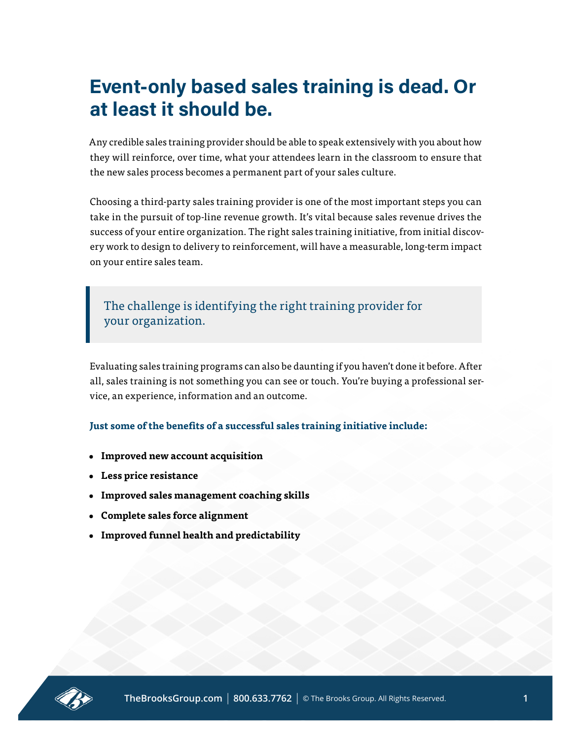# Event-only based sales training is dead. Or at least it should be.

Any credible sales training provider should be able to speak extensively with you about how they will reinforce, over time, what your attendees learn in the classroom to ensure that the new sales process becomes a permanent part of your sales culture.

Choosing a third-party sales training provider is one of the most important steps you can take in the pursuit of top-line revenue growth. It's vital because sales revenue drives the success of your entire organization. The right sales training initiative, from initial discovery work to design to delivery to reinforcement, will have a measurable, long-term impact on your entire sales team.

> The challenge is identifying the right training provider for your organization.

Evaluating sales training programs can also be daunting if you haven't done it before. After all, sales training is not something you can see or touch. You're buying a professional service, an experience, information and an outcome.

**Just some of the benefits of a successful sales training initiative include:**

- **Improved new account acquisition**
- **Less price resistance**
- **Improved sales management coaching skills**
- **Complete sales force alignment**
- **Improved funnel health and predictability**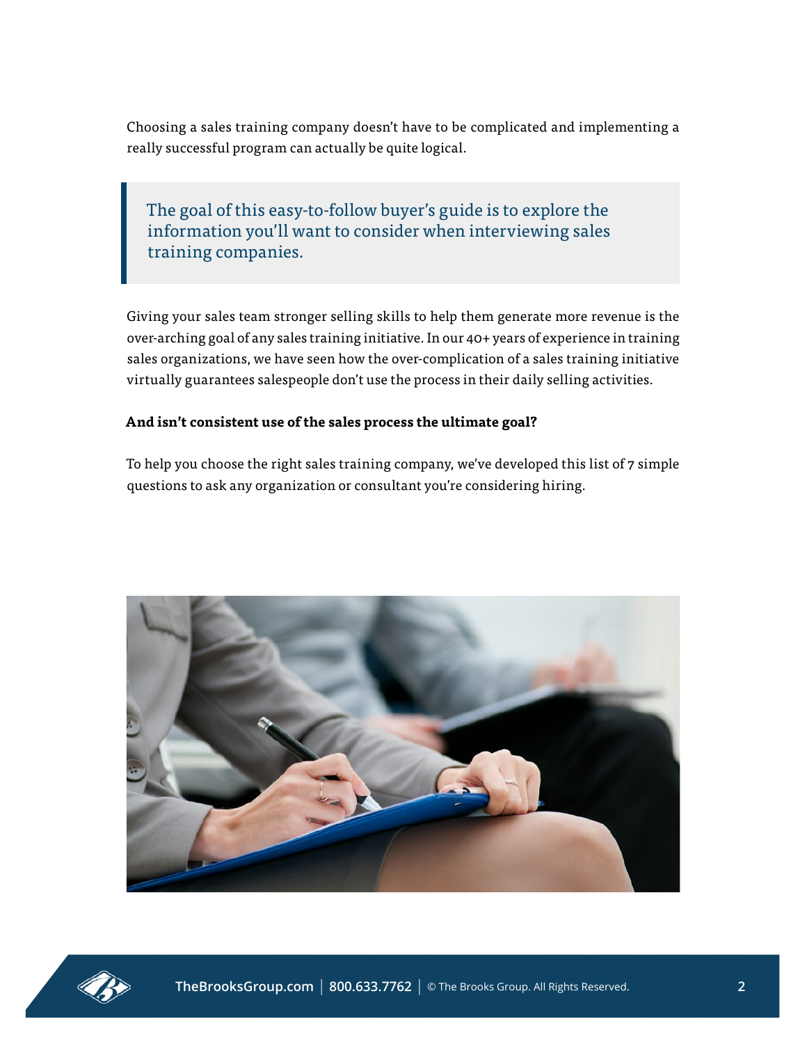Choosing a sales training company doesn't have to be complicated and implementing a really successful program can actually be quite logical.

> The goal of this easy-to-follow buyer's guide is to explore the information you'll want to consider when interviewing sales training companies.

Giving your sales team stronger selling skills to help them generate more revenue is the over-arching goal of any sales training initiative. In our 40+ years of experience in training sales organizations, we have seen how the over-complication of a sales training initiative virtually guarantees salespeople don't use the process in their daily selling activities.

**And isn't consistent use of the sales process the ultimate goal?**

To help you choose the right sales training company, we've developed this list of 7 simple questions to ask any organization or consultant you're considering hiring.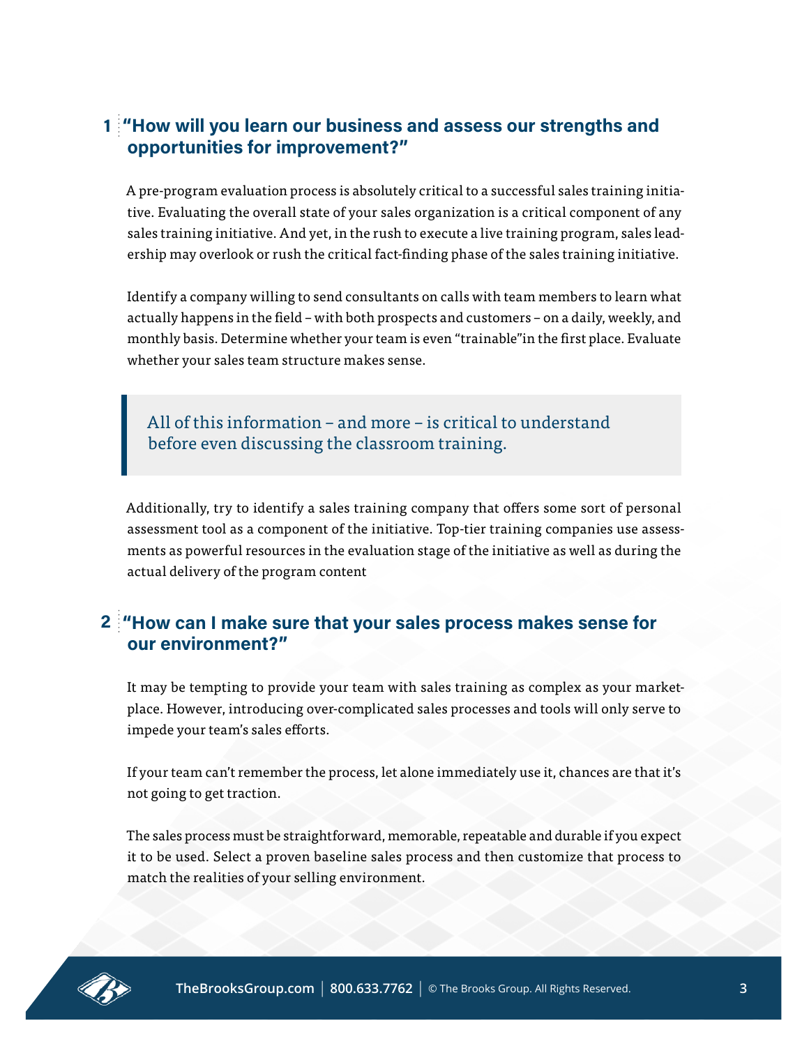## 1 "How will you learn our business and assess our strengths and opportunities for improvement?"

A pre-program evaluation process is absolutely critical to a successful sales training initiative. Evaluating the overall state of your sales organization is a critical component of any sales training initiative. And yet, in the rush to execute a live training program, sales leadership may overlook or rush the critical fact-finding phase of the sales training initiative.

Identify a company willing to send consultants on calls with team members to learn what actually happens in the field – with both prospects and customers – on a daily, weekly, and monthly basis. Determine whether your team is even "trainable"in the first place. Evaluate whether your sales team structure makes sense.

> All of this information – and more – is critical to understand before even discussing the classroom training.

Additionally, try to identify a sales training company that offers some sort of personal assessment tool as a component of the initiative. Top-tier training companies use assessments as powerful resources in the evaluation stage of the initiative as well as during the actual delivery of the program content

## 2 "How can I make sure that your sales process makes sense for our environment?"

It may be tempting to provide your team with sales training as complex as your marketplace. However, introducing over-complicated sales processes and tools will only serve to impede your team's sales efforts.

If your team can't remember the process, let alone immediately use it, chances are that it's not going to get traction.

The sales process must be straightforward, memorable, repeatable and durable if you expect it to be used. Select a proven baseline sales process and then customize that process to match the realities of your selling environment.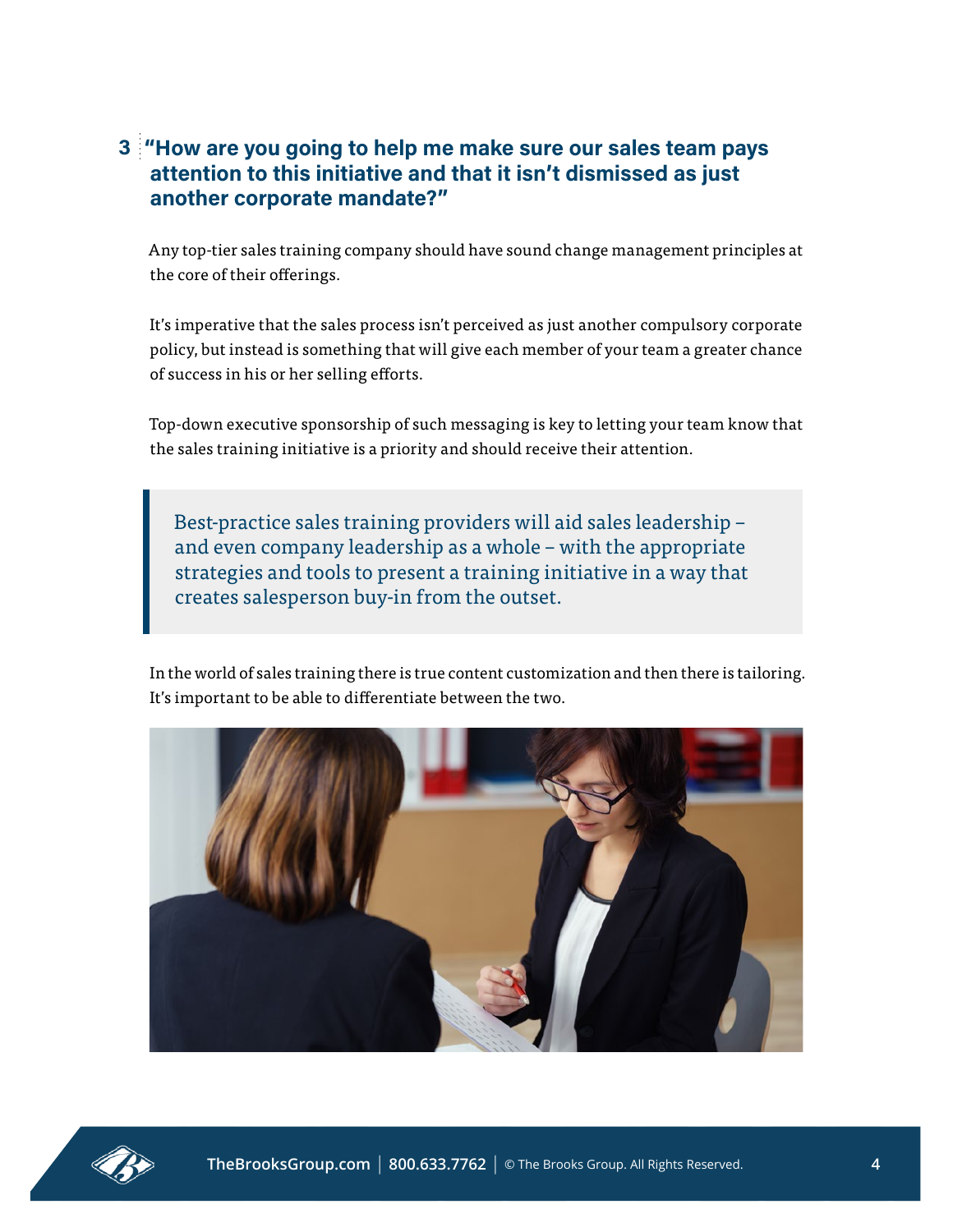## 3 "How are you going to help me make sure our sales team pays attention to this initiative and that it isn't dismissed as just another corporate mandate?"

Any top-tier sales training company should have sound change management principles at the core of their offerings.

It's imperative that the sales process isn't perceived as just another compulsory corporate policy, but instead is something that will give each member of your team a greater chance of success in his or her selling efforts.

Top-down executive sponsorship of such messaging is key to letting your team know that the sales training initiative is a priority and should receive their attention.

> Best-practice sales training providers will aid sales leadership – and even company leadership as a whole – with the appropriate strategies and tools to present a training initiative in a way that creates salesperson buy-in from the outset.

In the world of sales training there is true content customization and then there is tailoring. It's important to be able to differentiate between the two.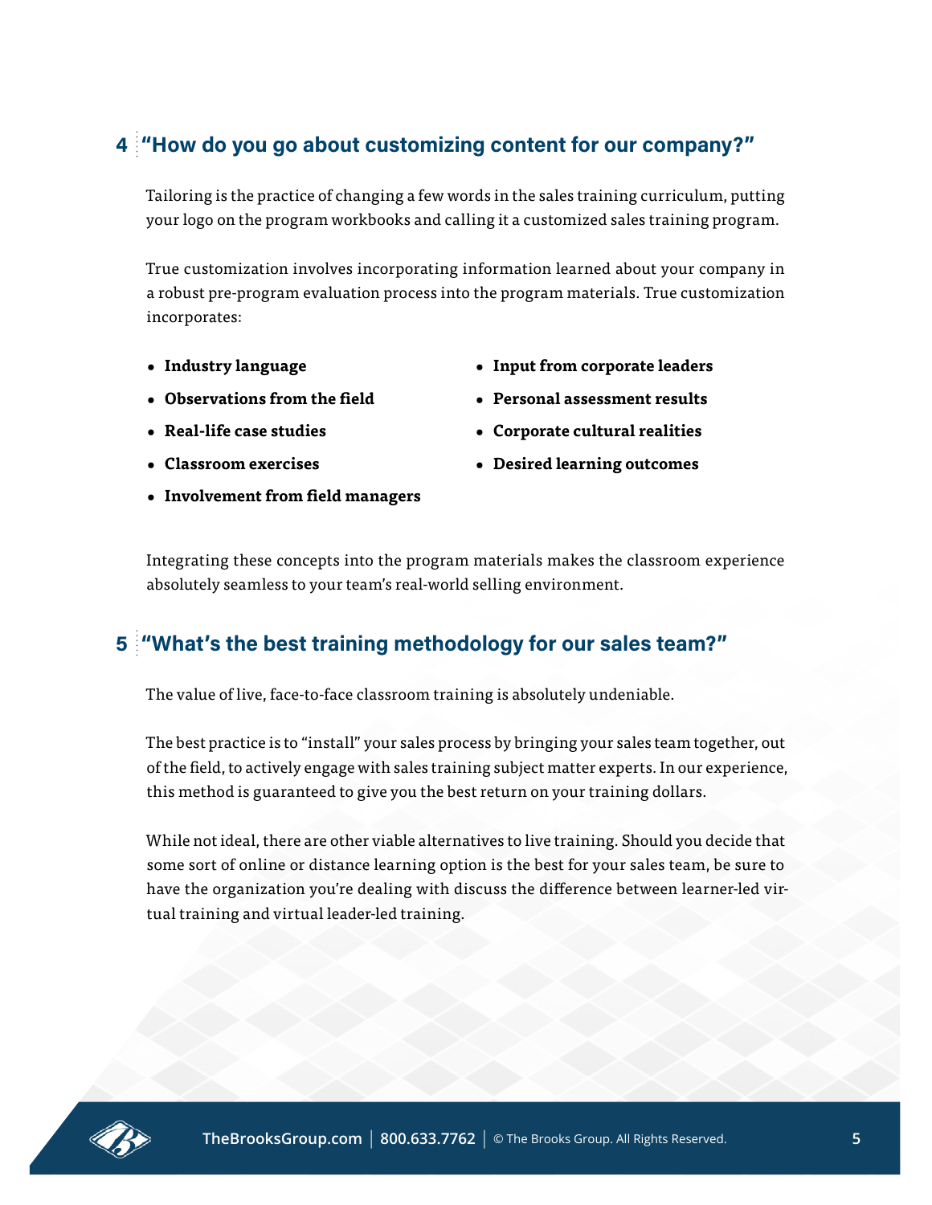## 4 "How do you go about customizing content for our company?"

Tailoring is the practice of changing a few words in the sales training curriculum, putting your logo on the program workbooks and calling it a customized sales training program.

True customization involves incorporating information learned about your company in a robust pre-program evaluation process into the program materials. True customization incorporates:

- **Industry language**
- **Observations from the field**
- **Real-life case studies**
- **Classroom exercises**
- **Involvement from field managers**
- **Input from corporate leaders**
- **Personal assessment results**
- **Corporate cultural realities**
- **Desired learning outcomes**

Integrating these concepts into the program materials makes the classroom experience absolutely seamless to your team's real-world selling environment.

## 5 "What's the best training methodology for our sales team?"

The value of live, face-to-face classroom training is absolutely undeniable.

The best practice is to "install" your sales process by bringing your sales team together, out of the field, to actively engage with sales training subject matter experts. In our experience, this method is guaranteed to give you the best return on your training dollars.

While not ideal, there are other viable alternatives to live training. Should you decide that some sort of online or distance learning option is the best for your sales team, be sure to have the organization you're dealing with discuss the difference between learner-led virtual training and virtual leader-led training.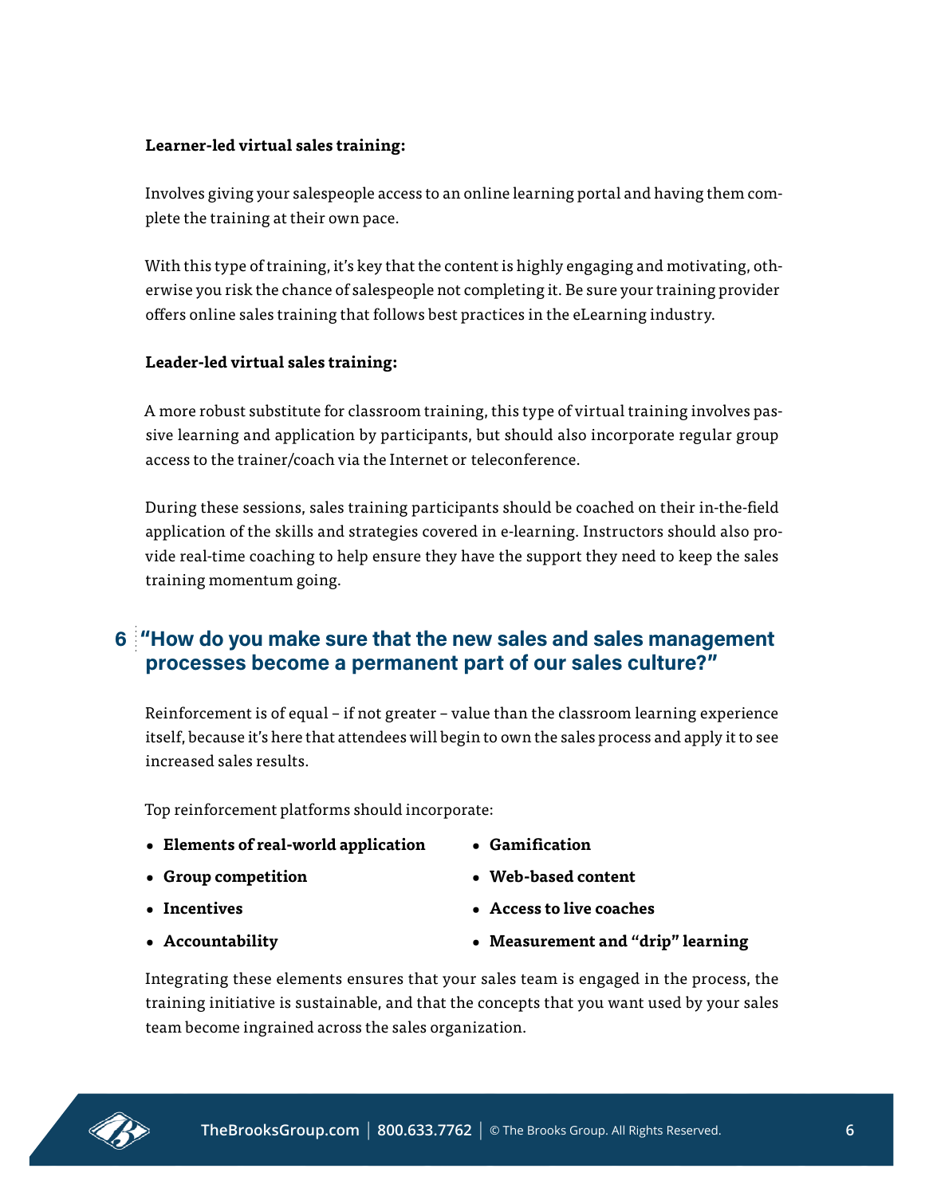**Learner-led virtual sales training:**

Involves giving your salespeople access to an online learning portal and having them complete the training at their own pace.

With this type of training, it's key that the content is highly engaging and motivating, otherwise you risk the chance of salespeople not completing it. Be sure your training provider offers online sales training that follows best practices in the eLearning industry.

**Leader-led virtual sales training:**

A more robust substitute for classroom training, this type of virtual training involves passive learning and application by participants, but should also incorporate regular group access to the trainer/coach via the Internet or teleconference.

During these sessions, sales training participants should be coached on their in-the-field application of the skills and strategies covered in e-learning. Instructors should also provide real-time coaching to help ensure they have the support they need to keep the sales training momentum going.

## 6 "How do you make sure that the new sales and sales management processes become a permanent part of our sales culture?"

Reinforcement is of equal – if not greater – value than the classroom learning experience itself, because it's here that attendees will begin to own the sales process and apply it to see increased sales results.

Top reinforcement platforms should incorporate:

- **Elements of real-world application**
- **Group competition**
- **Incentives**
- **Accountability**
- **Gamification**
- **Web-based content**
- **Access to live coaches**
- **Measurement and "drip" learning**

Integrating these elements ensures that your sales team is engaged in the process, the training initiative is sustainable, and that the concepts that you want used by your sales team become ingrained across the sales organization.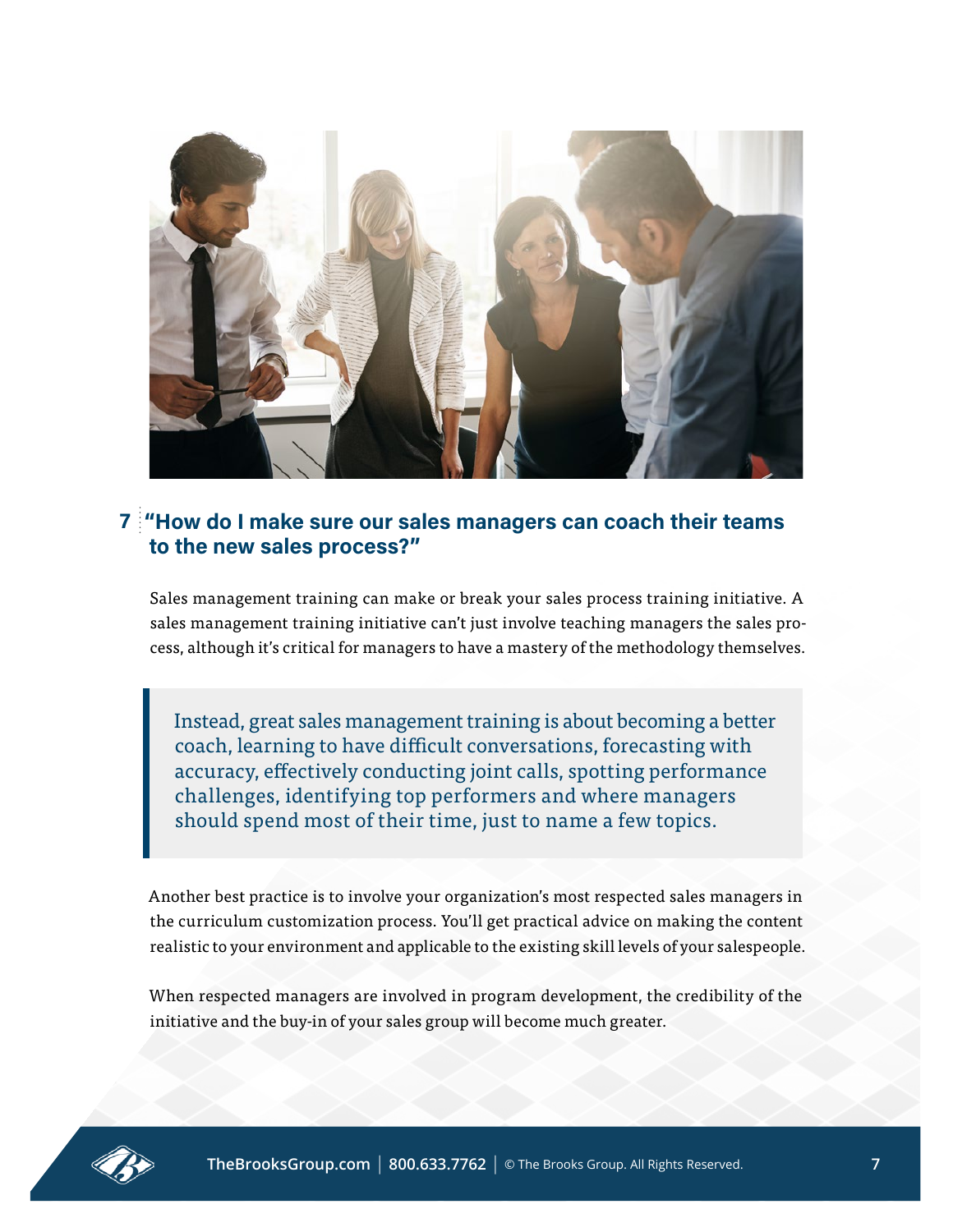## 7 "How do I make sure our sales managers can coach their teams to the new sales process?"

Sales management training can make or break your sales process training initiative. A sales management training initiative can't just involve teaching managers the sales process, although it's critical for managers to have a mastery of the methodology themselves.

> Instead, great sales management training is about becoming a better coach, learning to have difficult conversations, forecasting with accuracy, effectively conducting joint calls, spotting performance challenges, identifying top performers and where managers should spend most of their time, just to name a few topics.

Another best practice is to involve your organization's most respected sales managers in the curriculum customization process. You'll get practical advice on making the content realistic to your environment and applicable to the existing skill levels of your salespeople.

When respected managers are involved in program development, the credibility of the initiative and the buy-in of your sales group will become much greater.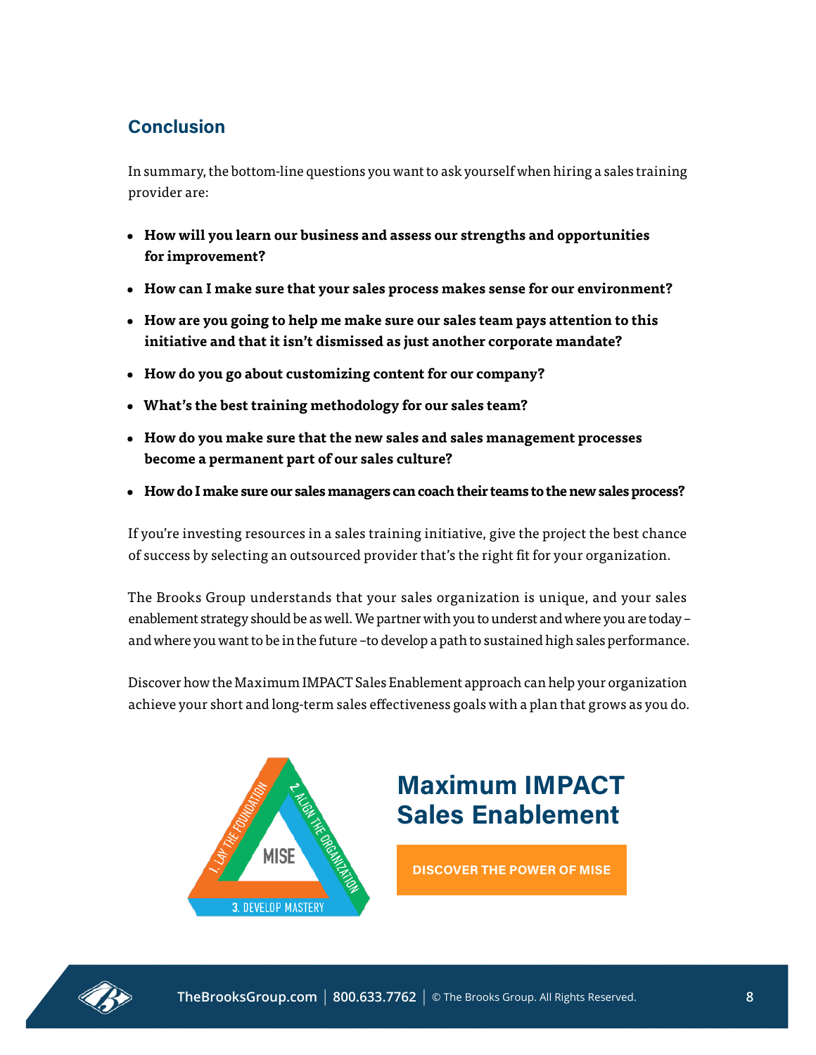## Conclusion

In summary, the bottom-line questions you want to ask yourself when hiring a sales training provider are:

- **How will you learn our business and assess our strengths and opportunities for improvement?**
- **How can I make sure that your sales process makes sense for our environment?**
- **How are you going to help me make sure our sales team pays attention to this initiative and that it isn't dismissed as just another corporate mandate?**
- **How do you go about customizing content for our company?**
- **What's the best training methodology for our sales team?**
- **How do you make sure that the new sales and sales management processes become a permanent part of our sales culture?**
- **How do I make sure our sales managers can coach their teams to the new sales process?**

If you're investing resources in a sales training initiative, give the project the best chance of success by selecting an outsourced provider that's the right fit for your organization.

The Brooks Group understands that your sales organization is unique, and your sales enablement strategy should be as well. We partner with you to underst and where you are today – and where you want to be in the future –to develop a path to sustained high sales performance.

Discover how the Maximum IMPACT Sales Enablement approach can help your organization achieve your short and long-term sales effectiveness goals with a plan that grows as you do.

1. LAY THE FOUNDATION
2. ALIGN THE ORGANIZATION
3. DEVELOP MASTERY

MISE

## Maximum IMPACT Sales Enablement

DISCOVER THE POWER OF MISE

TheBrooksGroup.com | 800.633.7762 | © The Brooks Group. All Rights Reserved.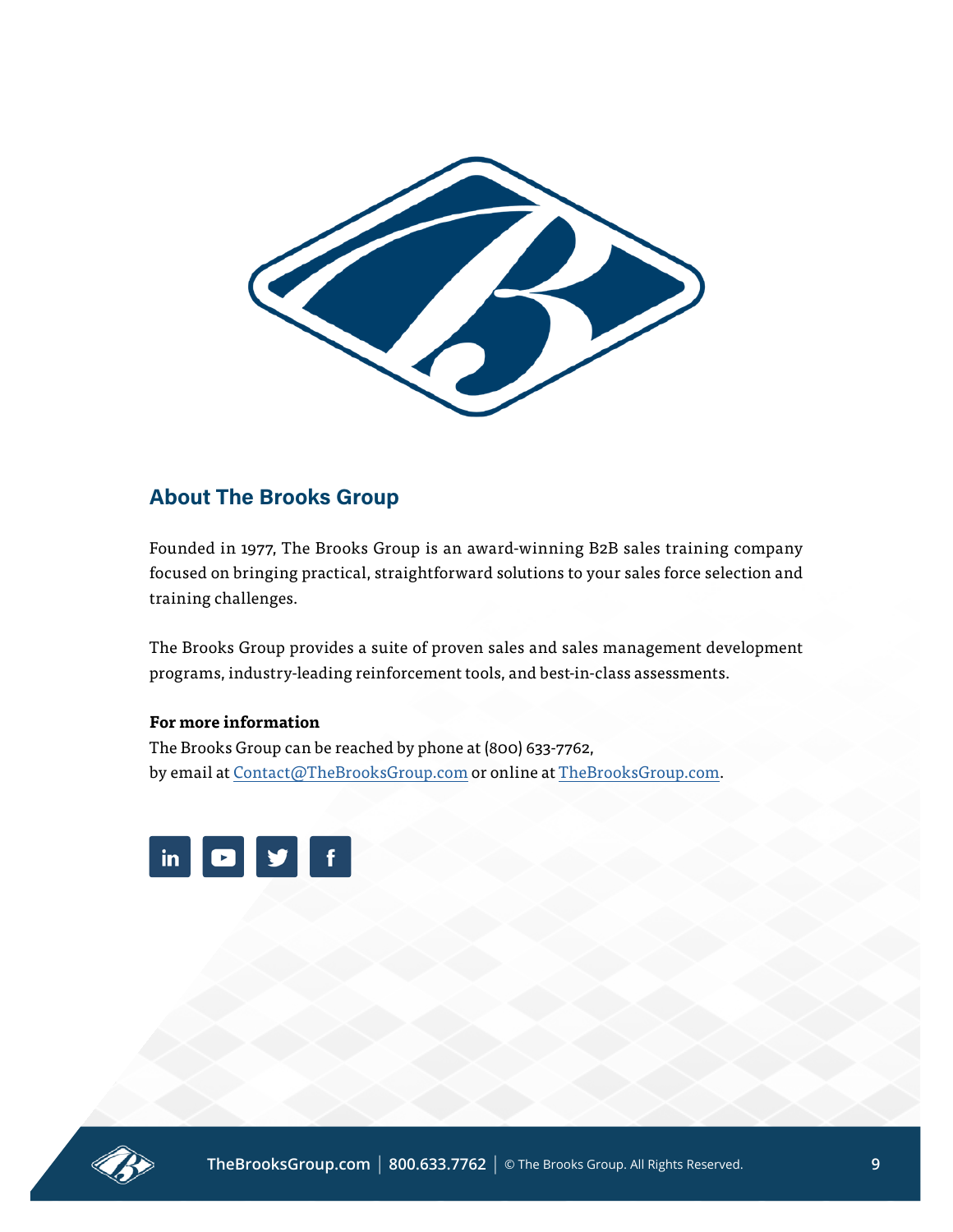## About The Brooks Group

Founded in 1977, The Brooks Group is an award-winning B2B sales training company focused on bringing practical, straightforward solutions to your sales force selection and training challenges.

The Brooks Group provides a suite of proven sales and sales management development programs, industry-leading reinforcement tools, and best-in-class assessments.

**For more information**

The Brooks Group can be reached by phone at (800) 633-7762,
by email at Contact@TheBrooksGroup.com or online at TheBrooksGroup.com.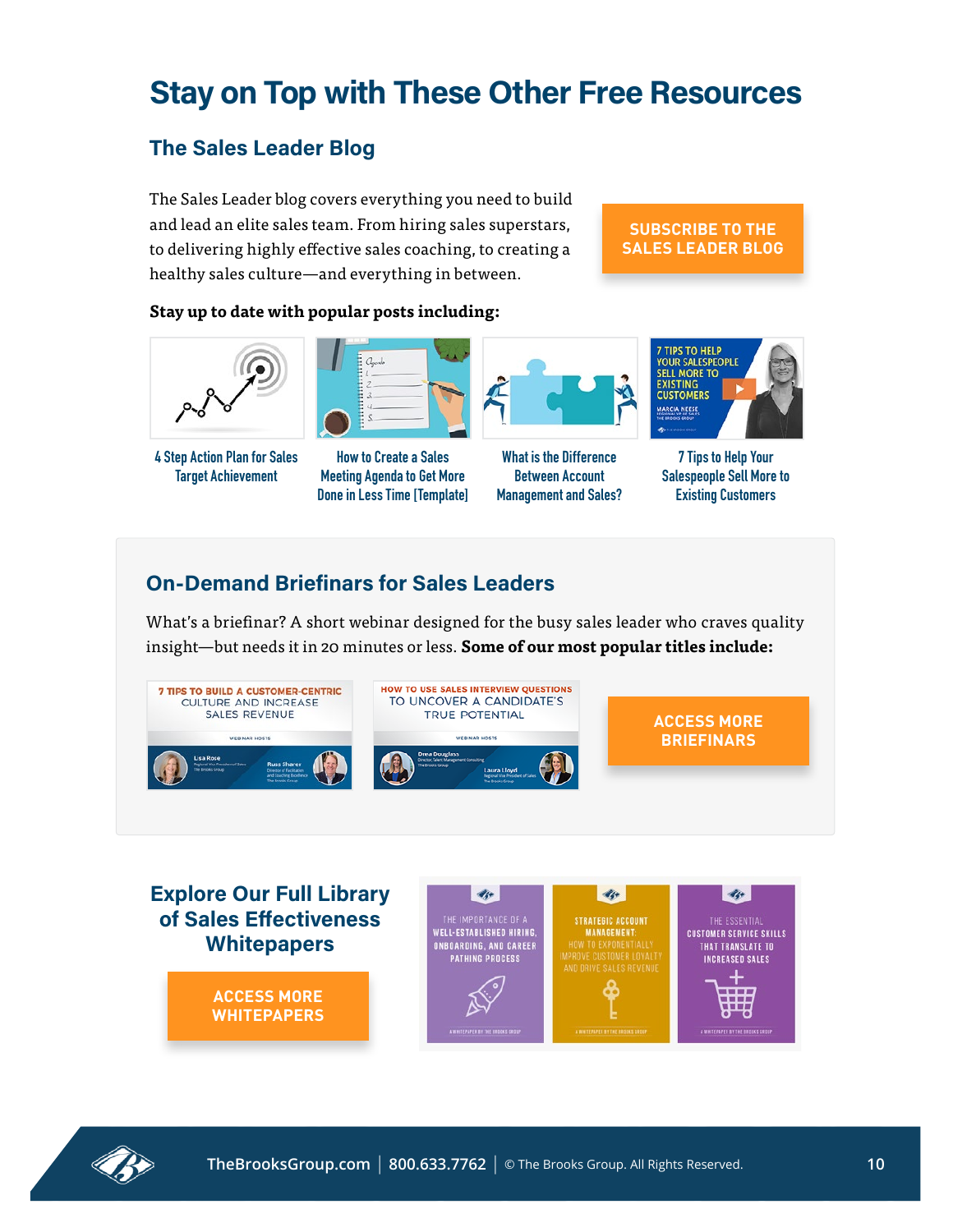# Stay on Top with These Other Free Resources

## The Sales Leader Blog

The Sales Leader blog covers everything you need to build and lead an elite sales team. From hiring sales superstars, to delivering highly effective sales coaching, to creating a healthy sales culture—and everything in between.

SUBSCRIBE TO THE SALES LEADER BLOG

**Stay up to date with popular posts including:**

- 4 Step Action Plan for Sales Target Achievement
- How to Create a Sales Meeting Agenda to Get More Done in Less Time [Template]
- What is the Difference Between Account Management and Sales?
- 7 Tips to Help Your Salespeople Sell More to Existing Customers

## On-Demand Briefinars for Sales Leaders

What's a briefinar? A short webinar designed for the busy sales leader who craves quality insight—but needs it in 20 minutes or less. **Some of our most popular titles include:**

- 7 Tips to Build a Customer-Centric Culture and Increase Sales Revenue
- How to Use Sales Interview Questions to Uncover a Candidate's True Potential

ACCESS MORE BRIEFINARS

## Explore Our Full Library of Sales Effectiveness Whitepapers

ACCESS MORE WHITEPAPERS

- The Importance of a Well-Established Hiring, Onboarding, and Career Pathing Process
- Strategic Account Management: How to Exponentially Improve Customer Loyalty and Drive Sales Revenue
- The Essential Customer Service Skills That Translate to Increased Sales

TheBrooksGroup.com | 800.633.7762 | © The Brooks Group. All Rights Reserved.